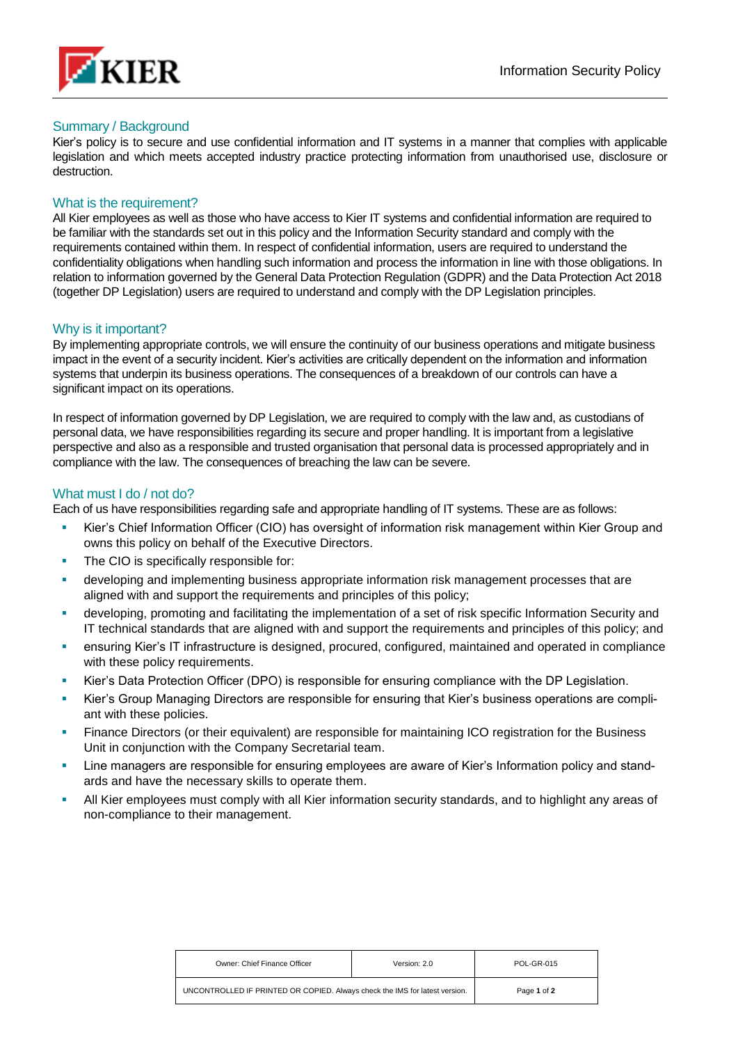# Information Security Policy

## Summary / Background

Kier's policy is to secure and use confidential information and IT systems in a manner that complies with applicable legislation and which meets accepted industry practice protecting information from unauthorised use, disclosure or destruction.

## What is the requirement?

All Kier employees as well as those who have access to Kier IT systems and confidential information are required to be familiar with the standards set out in this policy and the Information Security standard and comply with the requirements contained within them. In respect of confidential information, users are required to understand the confidentiality obligations when handling such information and process the information in line with those obligations. In relation to information governed by the General Data Protection Regulation (GDPR) and the Data Protection Act 2018 (together DP Legislation) users are required to understand and comply with the DP Legislation principles.

## Why is it important?

By implementing appropriate controls, we will ensure the continuity of our business operations and mitigate business impact in the event of a security incident. Kier's activities are critically dependent on the information and information systems that underpin its business operations. The consequences of a breakdown of our controls can have a significant impact on its operations.

In respect of information governed by DP Legislation, we are required to comply with the law and, as custodians of personal data, we have responsibilities regarding its secure and proper handling. It is important from a legislative perspective and also as a responsible and trusted organisation that personal data is processed appropriately and in compliance with the law. The consequences of breaching the law can be severe.

## What must I do / not do?

Each of us have responsibilities regarding safe and appropriate handling of IT systems. These are as follows:

- Kier's Chief Information Officer (CIO) has oversight of information risk management within Kier Group and owns this policy on behalf of the Executive Directors.
- The CIO is specifically responsible for:
- developing and implementing business appropriate information risk management processes that are aligned with and support the requirements and principles of this policy;
- developing, promoting and facilitating the implementation of a set of risk specific Information Security and IT technical standards that are aligned with and support the requirements and principles of this policy; and
- ensuring Kier's IT infrastructure is designed, procured, configured, maintained and operated in compliance with these policy requirements.
- Kier's Data Protection Officer (DPO) is responsible for ensuring compliance with the DP Legislation.
- Kier's Group Managing Directors are responsible for ensuring that Kier's business operations are compliant with these policies.
- Finance Directors (or their equivalent) are responsible for maintaining ICO registration for the Business Unit in conjunction with the Company Secretarial team.
- Line managers are responsible for ensuring employees are aware of Kier's Information policy and standards and have the necessary skills to operate them.
- All Kier employees must comply with all Kier information security standards, and to highlight any areas of non-compliance to their management.

| Owner: Chief Finance Officer | Version: 2.0 | POL-GR-015 |
|---|---|---|
| UNCONTROLLED IF PRINTED OR COPIED. Always check the IMS for latest version. | | |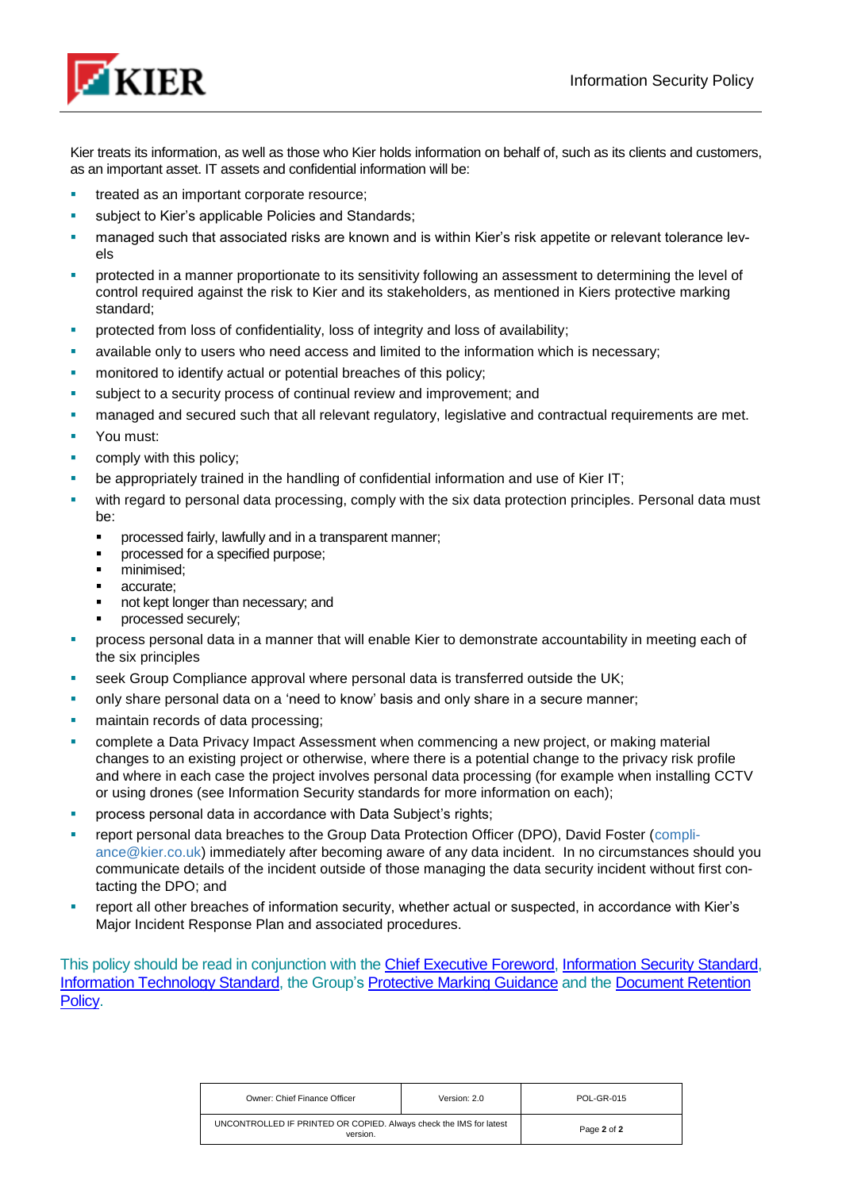Kier treats its information, as well as those who Kier holds information on behalf of, such as its clients and customers, as an important asset. IT assets and confidential information will be:

- treated as an important corporate resource;
- subject to Kier's applicable Policies and Standards;
- managed such that associated risks are known and is within Kier's risk appetite or relevant tolerance levels
- protected in a manner proportionate to its sensitivity following an assessment to determining the level of control required against the risk to Kier and its stakeholders, as mentioned in Kiers protective marking standard;
- protected from loss of confidentiality, loss of integrity and loss of availability;
- available only to users who need access and limited to the information which is necessary;
- monitored to identify actual or potential breaches of this policy;
- subject to a security process of continual review and improvement; and
- managed and secured such that all relevant regulatory, legislative and contractual requirements are met.
- You must:
- comply with this policy;
- be appropriately trained in the handling of confidential information and use of Kier IT;
- with regard to personal data processing, comply with the six data protection principles. Personal data must be:
  - processed fairly, lawfully and in a transparent manner;
  - processed for a specified purpose;
  - minimised;
  - accurate;
  - not kept longer than necessary; and
  - processed securely;
- process personal data in a manner that will enable Kier to demonstrate accountability in meeting each of the six principles
- seek Group Compliance approval where personal data is transferred outside the UK;
- only share personal data on a 'need to know' basis and only share in a secure manner;
- maintain records of data processing;
- complete a Data Privacy Impact Assessment when commencing a new project, or making material changes to an existing project or otherwise, where there is a potential change to the privacy risk profile and where in each case the project involves personal data processing (for example when installing CCTV or using drones (see Information Security standards for more information on each);
- process personal data in accordance with Data Subject's rights;
- report personal data breaches to the Group Data Protection Officer (DPO), David Foster (compliance@kier.co.uk) immediately after becoming aware of any data incident. In no circumstances should you communicate details of the incident outside of those managing the data security incident without first contacting the DPO; and
- report all other breaches of information security, whether actual or suspected, in accordance with Kier's Major Incident Response Plan and associated procedures.

This policy should be read in conjunction with the Chief Executive Foreword, Information Security Standard, Information Technology Standard, the Group's Protective Marking Guidance and the Document Retention Policy.

| | | |
|---|---|---|
| Owner: Chief Finance Officer | Version: 2.0 | POL-GR-015 |
| UNCONTROLLED IF PRINTED OR COPIED. Always check the IMS for latest version. | | |